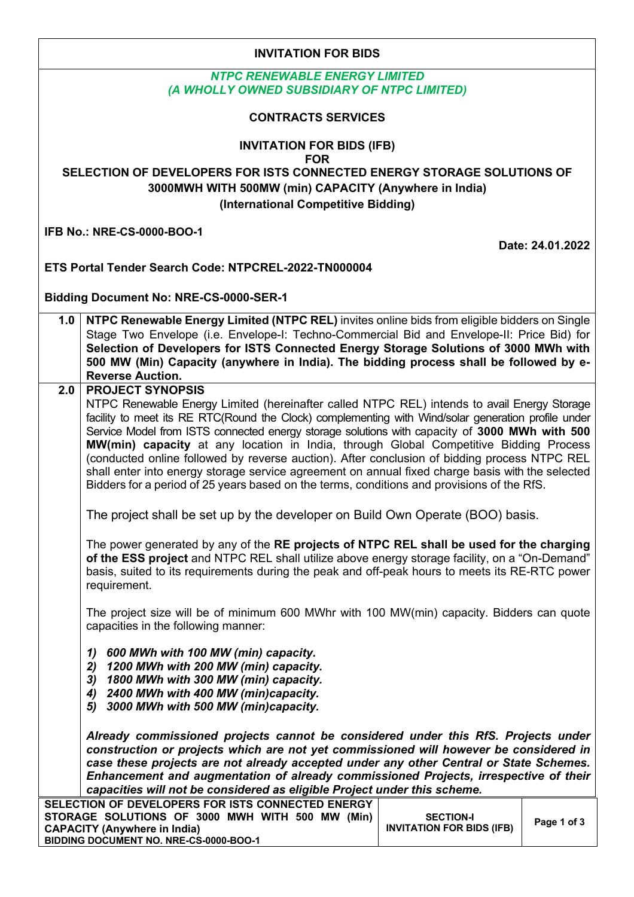# INVITATION FOR BIDS

***NTPC RENEWABLE ENERGY LIMITED***
***(A WHOLLY OWNED SUBSIDIARY OF NTPC LIMITED)***

**CONTRACTS SERVICES**

**INVITATION FOR BIDS (IFB)**
**FOR**
**SELECTION OF DEVELOPERS FOR ISTS CONNECTED ENERGY STORAGE SOLUTIONS OF 3000MWH WITH 500MW (min) CAPACITY (Anywhere in India)**
**(International Competitive Bidding)**

**IFB No.: NRE-CS-0000-BOO-1**

**Date: 24.01.2022**

**ETS Portal Tender Search Code: NTPCREL-2022-TN000004**

**Bidding Document No: NRE-CS-0000-SER-1**

**1.0** **NTPC Renewable Energy Limited (NTPC REL)** invites online bids from eligible bidders on Single Stage Two Envelope (i.e. Envelope-I: Techno-Commercial Bid and Envelope-II: Price Bid) for **Selection of Developers for ISTS Connected Energy Storage Solutions of 3000 MWh with 500 MW (Min) Capacity (anywhere in India). The bidding process shall be followed by e-Reverse Auction.**

**2.0** **PROJECT SYNOPSIS**

NTPC Renewable Energy Limited (hereinafter called NTPC REL) intends to avail Energy Storage facility to meet its RE RTC(Round the Clock) complementing with Wind/solar generation profile under Service Model from ISTS connected energy storage solutions with capacity of **3000 MWh with 500 MW(min) capacity** at any location in India, through Global Competitive Bidding Process (conducted online followed by reverse auction). After conclusion of bidding process NTPC REL shall enter into energy storage service agreement on annual fixed charge basis with the selected Bidders for a period of 25 years based on the terms, conditions and provisions of the RfS.

The project shall be set up by the developer on Build Own Operate (BOO) basis.

The power generated by any of the **RE projects of NTPC REL shall be used for the charging of the ESS project** and NTPC REL shall utilize above energy storage facility, on a "On-Demand" basis, suited to its requirements during the peak and off-peak hours to meets its RE-RTC power requirement.

The project size will be of minimum 600 MWhr with 100 MW(min) capacity. Bidders can quote capacities in the following manner:

1) ***600 MWh with 100 MW (min) capacity.***
2) ***1200 MWh with 200 MW (min) capacity.***
3) ***1800 MWh with 300 MW (min) capacity.***
4) ***2400 MWh with 400 MW (min)capacity.***
5) ***3000 MWh with 500 MW (min)capacity.***

***Already commissioned projects cannot be considered under this RfS. Projects under construction or projects which are not yet commissioned will however be considered in case these projects are not already accepted under any other Central or State Schemes. Enhancement and augmentation of already commissioned Projects, irrespective of their capacities will not be considered as eligible Project under this scheme.***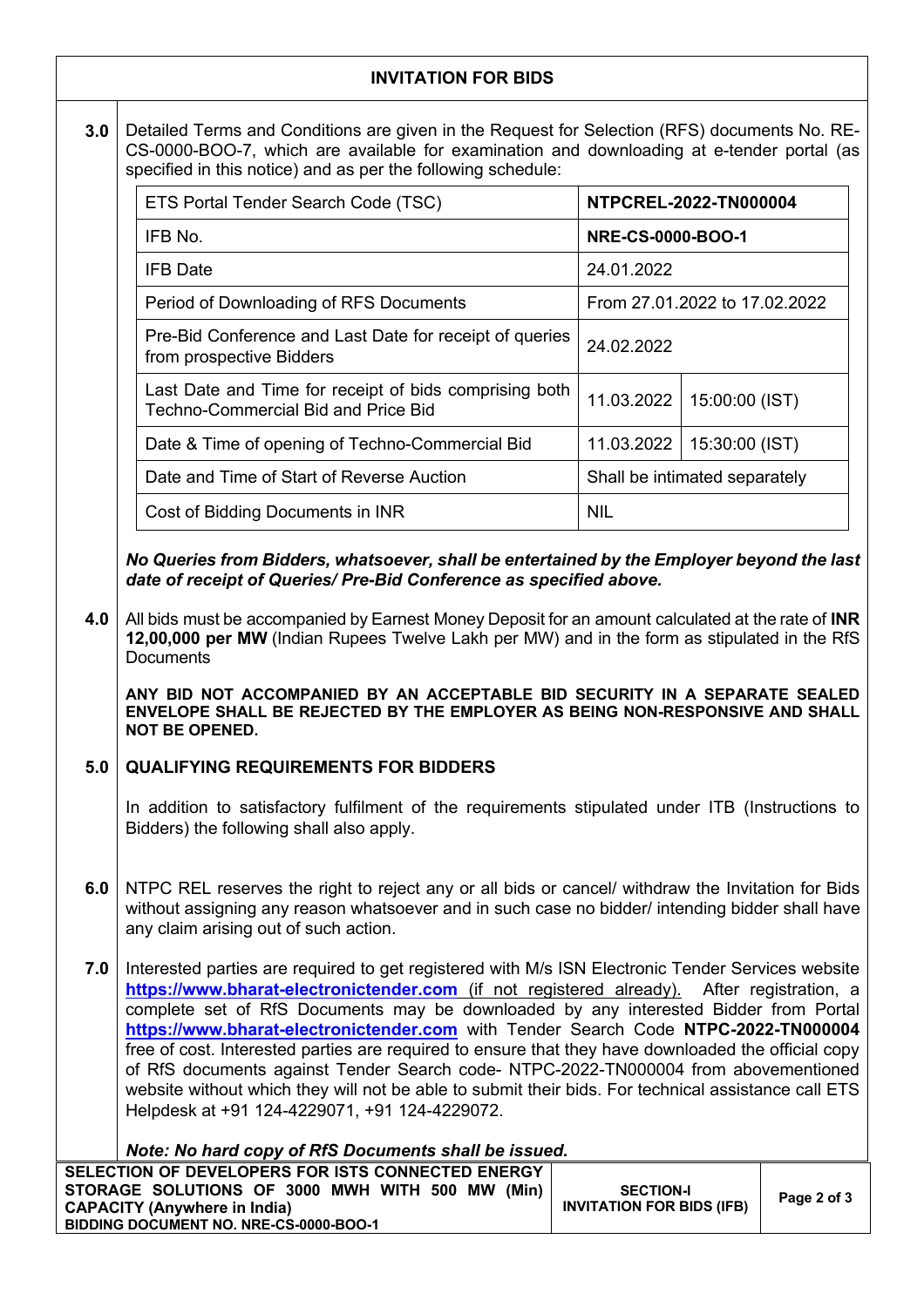## INVITATION FOR BIDS

**3.0** Detailed Terms and Conditions are given in the Request for Selection (RFS) documents No. RE-CS-0000-BOO-7, which are available for examination and downloading at e-tender portal (as specified in this notice) and as per the following schedule:

| ETS Portal Tender Search Code (TSC) | **NTPCREL-2022-TN000004** | |
|---|---|---|
| IFB No. | **NRE-CS-0000-BOO-1** | |
| IFB Date | 24.01.2022 | |
| Period of Downloading of RFS Documents | From 27.01.2022 to 17.02.2022 | |
| Pre-Bid Conference and Last Date for receipt of queries from prospective Bidders | 24.02.2022 | |
| Last Date and Time for receipt of bids comprising both Techno-Commercial Bid and Price Bid | 11.03.2022 | 15:00:00 (IST) |
| Date & Time of opening of Techno-Commercial Bid | 11.03.2022 | 15:30:00 (IST) |
| Date and Time of Start of Reverse Auction | Shall be intimated separately | |
| Cost of Bidding Documents in INR | NIL | |

***No Queries from Bidders, whatsoever, shall be entertained by the Employer beyond the last date of receipt of Queries/ Pre-Bid Conference as specified above.***

**4.0** All bids must be accompanied by Earnest Money Deposit for an amount calculated at the rate of **INR 12,00,000 per MW** (Indian Rupees Twelve Lakh per MW) and in the form as stipulated in the RfS Documents

**ANY BID NOT ACCOMPANIED BY AN ACCEPTABLE BID SECURITY IN A SEPARATE SEALED ENVELOPE SHALL BE REJECTED BY THE EMPLOYER AS BEING NON-RESPONSIVE AND SHALL NOT BE OPENED.**

**5.0 QUALIFYING REQUIREMENTS FOR BIDDERS**

In addition to satisfactory fulfilment of the requirements stipulated under ITB (Instructions to Bidders) the following shall also apply.

**6.0** NTPC REL reserves the right to reject any or all bids or cancel/ withdraw the Invitation for Bids without assigning any reason whatsoever and in such case no bidder/ intending bidder shall have any claim arising out of such action.

**7.0** Interested parties are required to get registered with M/s ISN Electronic Tender Services website **https://www.bharat-electronictender.com** (if not registered already). After registration, a complete set of RfS Documents may be downloaded by any interested Bidder from Portal **https://www.bharat-electronictender.com** with Tender Search Code **NTPC-2022-TN000004** free of cost. Interested parties are required to ensure that they have downloaded the official copy of RfS documents against Tender Search code- NTPC-2022-TN000004 from abovementioned website without which they will not be able to submit their bids. For technical assistance call ETS Helpdesk at +91 124-4229071, +91 124-4229072.

***Note: No hard copy of RfS Documents shall be issued.***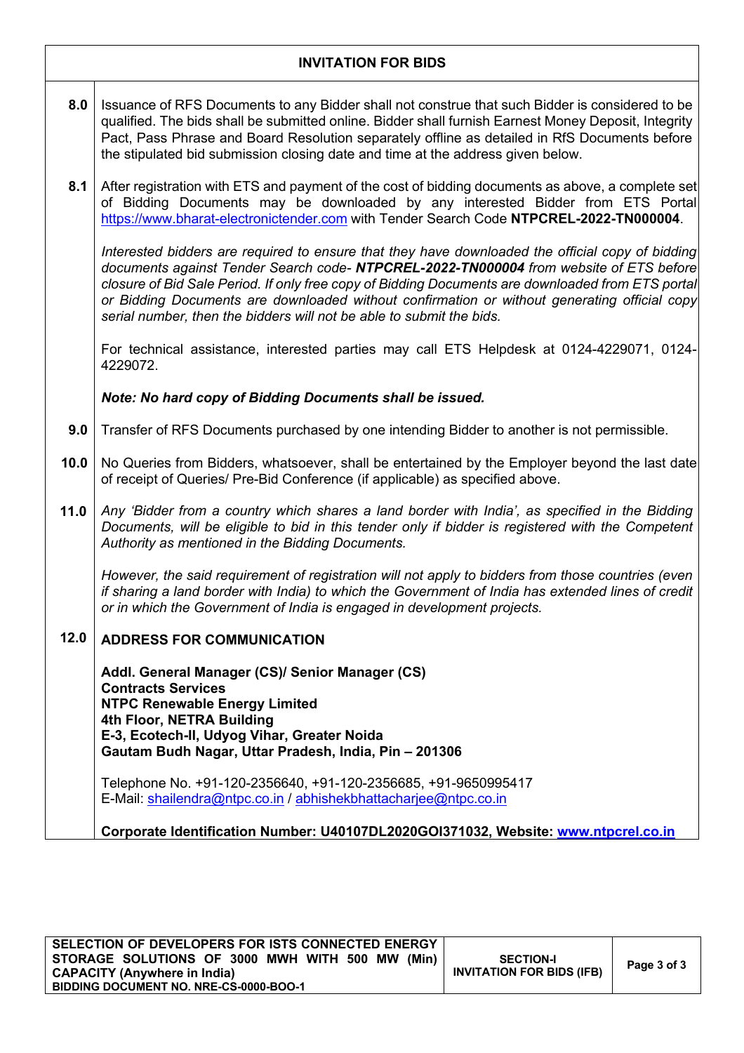## INVITATION FOR BIDS

**8.0** Issuance of RFS Documents to any Bidder shall not construe that such Bidder is considered to be qualified. The bids shall be submitted online. Bidder shall furnish Earnest Money Deposit, Integrity Pact, Pass Phrase and Board Resolution separately offline as detailed in RfS Documents before the stipulated bid submission closing date and time at the address given below.

**8.1** After registration with ETS and payment of the cost of bidding documents as above, a complete set of Bidding Documents may be downloaded by any interested Bidder from ETS Portal https://www.bharat-electronictender.com with Tender Search Code **NTPCREL-2022-TN000004**.

*Interested bidders are required to ensure that they have downloaded the official copy of bidding documents against Tender Search code- **NTPCREL-2022-TN000004** from website of ETS before closure of Bid Sale Period. If only free copy of Bidding Documents are downloaded from ETS portal or Bidding Documents are downloaded without confirmation or without generating official copy serial number, then the bidders will not be able to submit the bids.*

For technical assistance, interested parties may call ETS Helpdesk at 0124-4229071, 0124-4229072.

***Note: No hard copy of Bidding Documents shall be issued.***

**9.0** Transfer of RFS Documents purchased by one intending Bidder to another is not permissible.

**10.0** No Queries from Bidders, whatsoever, shall be entertained by the Employer beyond the last date of receipt of Queries/ Pre-Bid Conference (if applicable) as specified above.

**11.0** *Any 'Bidder from a country which shares a land border with India', as specified in the Bidding Documents, will be eligible to bid in this tender only if bidder is registered with the Competent Authority as mentioned in the Bidding Documents.*

*However, the said requirement of registration will not apply to bidders from those countries (even if sharing a land border with India) to which the Government of India has extended lines of credit or in which the Government of India is engaged in development projects.*

**12.0 ADDRESS FOR COMMUNICATION**

**Addl. General Manager (CS)/ Senior Manager (CS)**
**Contracts Services**
**NTPC Renewable Energy Limited**
**4th Floor, NETRA Building**
**E-3, Ecotech-II, Udyog Vihar, Greater Noida**
**Gautam Budh Nagar, Uttar Pradesh, India, Pin – 201306**

Telephone No. +91-120-2356640, +91-120-2356685, +91-9650995417
E-Mail: shailendra@ntpc.co.in / abhishekbhattacharjee@ntpc.co.in

**Corporate Identification Number: U40107DL2020GOI371032, Website: www.ntpcrel.co.in**